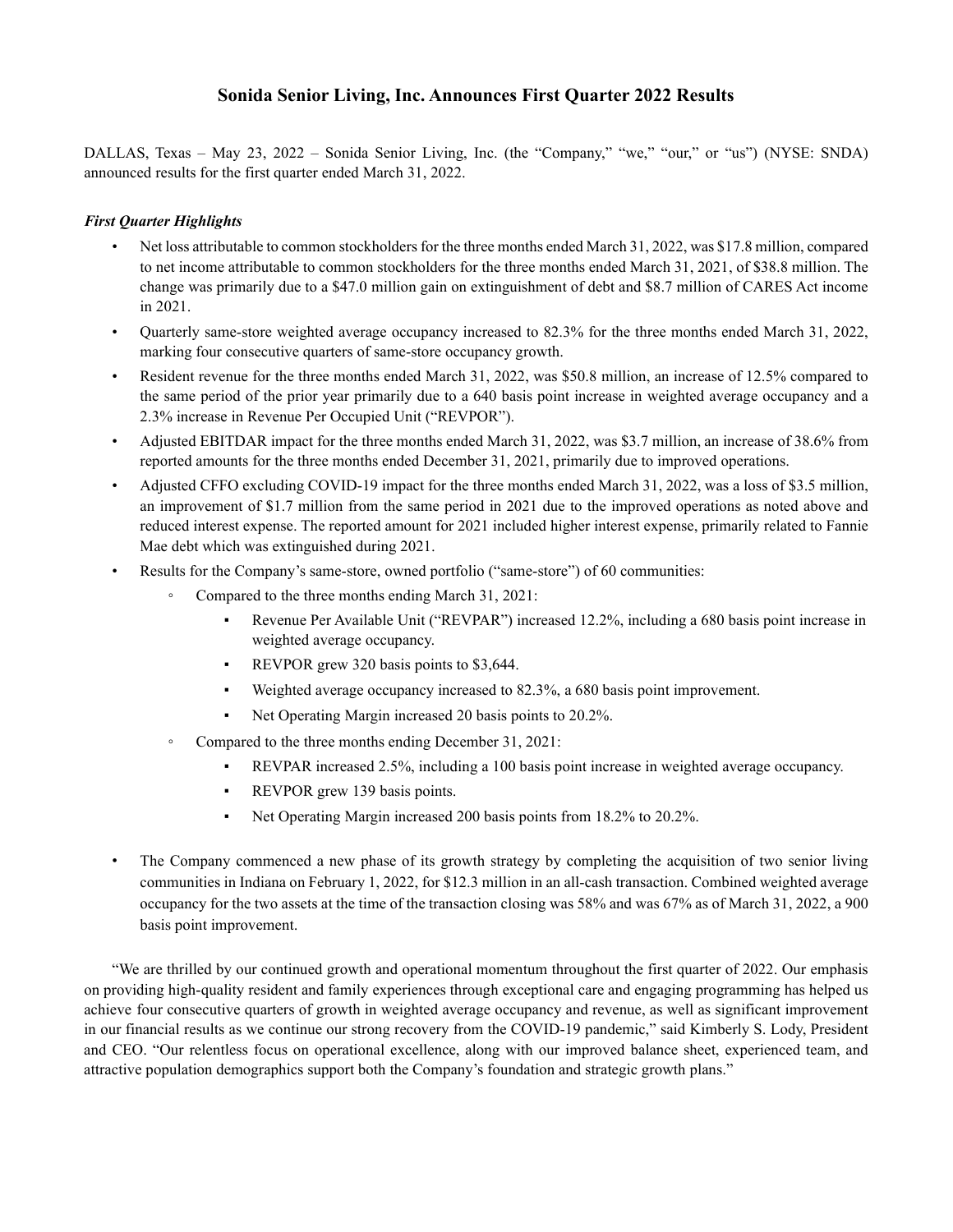# Sonida Senior Living, Inc. Announces First Quarter 2022 Results

DALLAS, Texas – May 23, 2022 – Sonida Senior Living, Inc. (the "Company," "we," "our," or "us") (NYSE: SNDA) announced results for the first quarter ended March 31, 2022.

***First Quarter Highlights***

- Net loss attributable to common stockholders for the three months ended March 31, 2022, was $17.8 million, compared to net income attributable to common stockholders for the three months ended March 31, 2021, of $38.8 million. The change was primarily due to a $47.0 million gain on extinguishment of debt and $8.7 million of CARES Act income in 2021.
- Quarterly same-store weighted average occupancy increased to 82.3% for the three months ended March 31, 2022, marking four consecutive quarters of same-store occupancy growth.
- Resident revenue for the three months ended March 31, 2022, was $50.8 million, an increase of 12.5% compared to the same period of the prior year primarily due to a 640 basis point increase in weighted average occupancy and a 2.3% increase in Revenue Per Occupied Unit ("REVPOR").
- Adjusted EBITDAR impact for the three months ended March 31, 2022, was $3.7 million, an increase of 38.6% from reported amounts for the three months ended December 31, 2021, primarily due to improved operations.
- Adjusted CFFO excluding COVID-19 impact for the three months ended March 31, 2022, was a loss of $3.5 million, an improvement of $1.7 million from the same period in 2021 due to the improved operations as noted above and reduced interest expense. The reported amount for 2021 included higher interest expense, primarily related to Fannie Mae debt which was extinguished during 2021.
- Results for the Company's same-store, owned portfolio ("same-store") of 60 communities:
  - Compared to the three months ending March 31, 2021:
    - Revenue Per Available Unit ("REVPAR") increased 12.2%, including a 680 basis point increase in weighted average occupancy.
    - REVPOR grew 320 basis points to $3,644.
    - Weighted average occupancy increased to 82.3%, a 680 basis point improvement.
    - Net Operating Margin increased 20 basis points to 20.2%.
  - Compared to the three months ending December 31, 2021:
    - REVPAR increased 2.5%, including a 100 basis point increase in weighted average occupancy.
    - REVPOR grew 139 basis points.
    - Net Operating Margin increased 200 basis points from 18.2% to 20.2%.
- The Company commenced a new phase of its growth strategy by completing the acquisition of two senior living communities in Indiana on February 1, 2022, for $12.3 million in an all-cash transaction. Combined weighted average occupancy for the two assets at the time of the transaction closing was 58% and was 67% as of March 31, 2022, a 900 basis point improvement.

"We are thrilled by our continued growth and operational momentum throughout the first quarter of 2022. Our emphasis on providing high-quality resident and family experiences through exceptional care and engaging programming has helped us achieve four consecutive quarters of growth in weighted average occupancy and revenue, as well as significant improvement in our financial results as we continue our strong recovery from the COVID-19 pandemic," said Kimberly S. Lody, President and CEO. "Our relentless focus on operational excellence, along with our improved balance sheet, experienced team, and attractive population demographics support both the Company's foundation and strategic growth plans."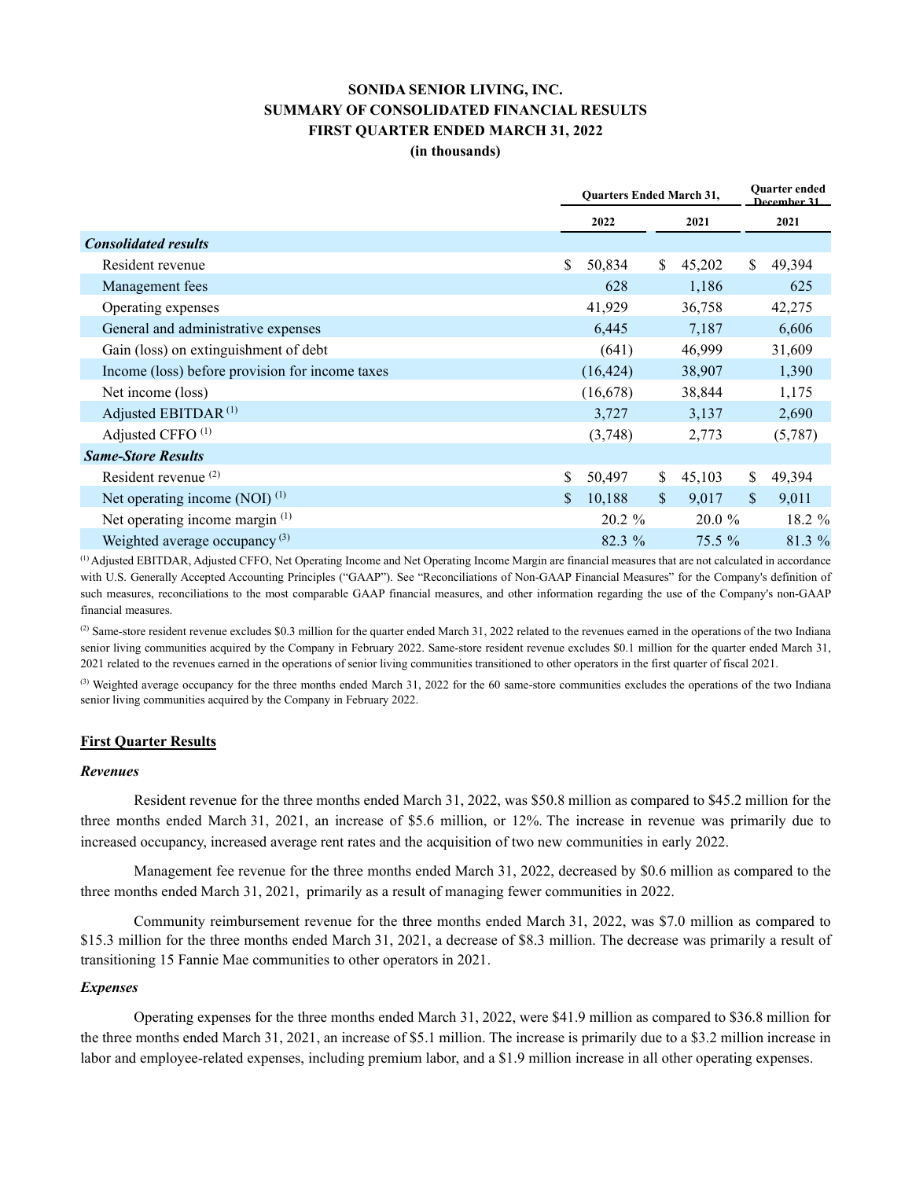# SONIDA SENIOR LIVING, INC.
## SUMMARY OF CONSOLIDATED FINANCIAL RESULTS
## FIRST QUARTER ENDED MARCH 31, 2022
### (in thousands)

| | Quarters Ended March 31, | | Quarter ended December 31, |
|---|---|---|---|
| | 2022 | 2021 | 2021 |
| ***Consolidated results*** | | | |
| Resident revenue | $ 50,834 | $ 45,202 | $ 49,394 |
| Management fees | 628 | 1,186 | 625 |
| Operating expenses | 41,929 | 36,758 | 42,275 |
| General and administrative expenses | 6,445 | 7,187 | 6,606 |
| Gain (loss) on extinguishment of debt | (641) | 46,999 | 31,609 |
| Income (loss) before provision for income taxes | (16,424) | 38,907 | 1,390 |
| Net income (loss) | (16,678) | 38,844 | 1,175 |
| Adjusted EBITDAR [(1)] | 3,727 | 3,137 | 2,690 |
| Adjusted CFFO [(1)] | (3,748) | 2,773 | (5,787) |
| ***Same-Store Results*** | | | |
| Resident revenue [(2)] | $ 50,497 | $ 45,103 | $ 49,394 |
| Net operating income (NOI) [(1)] | $ 10,188 | $ 9,017 | $ 9,011 |
| Net operating income margin [(1)] | 20.2 % | 20.0 % | 18.2 % |
| Weighted average occupancy [(3)] | 82.3 % | 75.5 % | 81.3 % |

[(1)] Adjusted EBITDAR, Adjusted CFFO, Net Operating Income and Net Operating Income Margin are financial measures that are not calculated in accordance with U.S. Generally Accepted Accounting Principles ("GAAP"). See "Reconciliations of Non-GAAP Financial Measures" for the Company's definition of such measures, reconciliations to the most comparable GAAP financial measures, and other information regarding the use of the Company's non-GAAP financial measures.

[(2)] Same-store resident revenue excludes $0.3 million for the quarter ended March 31, 2022 related to the revenues earned in the operations of the two Indiana senior living communities acquired by the Company in February 2022. Same-store resident revenue excludes $0.1 million for the quarter ended March 31, 2021 related to the revenues earned in the operations of senior living communities transitioned to other operators in the first quarter of fiscal 2021.

[(3)] Weighted average occupancy for the three months ended March 31, 2022 for the 60 same-store communities excludes the operations of the two Indiana senior living communities acquired by the Company in February 2022.

## First Quarter Results

### *Revenues*

Resident revenue for the three months ended March 31, 2022, was $50.8 million as compared to $45.2 million for the three months ended March 31, 2021, an increase of $5.6 million, or 12%. The increase in revenue was primarily due to increased occupancy, increased average rent rates and the acquisition of two new communities in early 2022.

Management fee revenue for the three months ended March 31, 2022, decreased by $0.6 million as compared to the three months ended March 31, 2021, primarily as a result of managing fewer communities in 2022.

Community reimbursement revenue for the three months ended March 31, 2022, was $7.0 million as compared to $15.3 million for the three months ended March 31, 2021, a decrease of $8.3 million. The decrease was primarily a result of transitioning 15 Fannie Mae communities to other operators in 2021.

### *Expenses*

Operating expenses for the three months ended March 31, 2022, were $41.9 million as compared to $36.8 million for the three months ended March 31, 2021, an increase of $5.1 million. The increase is primarily due to a $3.2 million increase in labor and employee-related expenses, including premium labor, and a $1.9 million increase in all other operating expenses.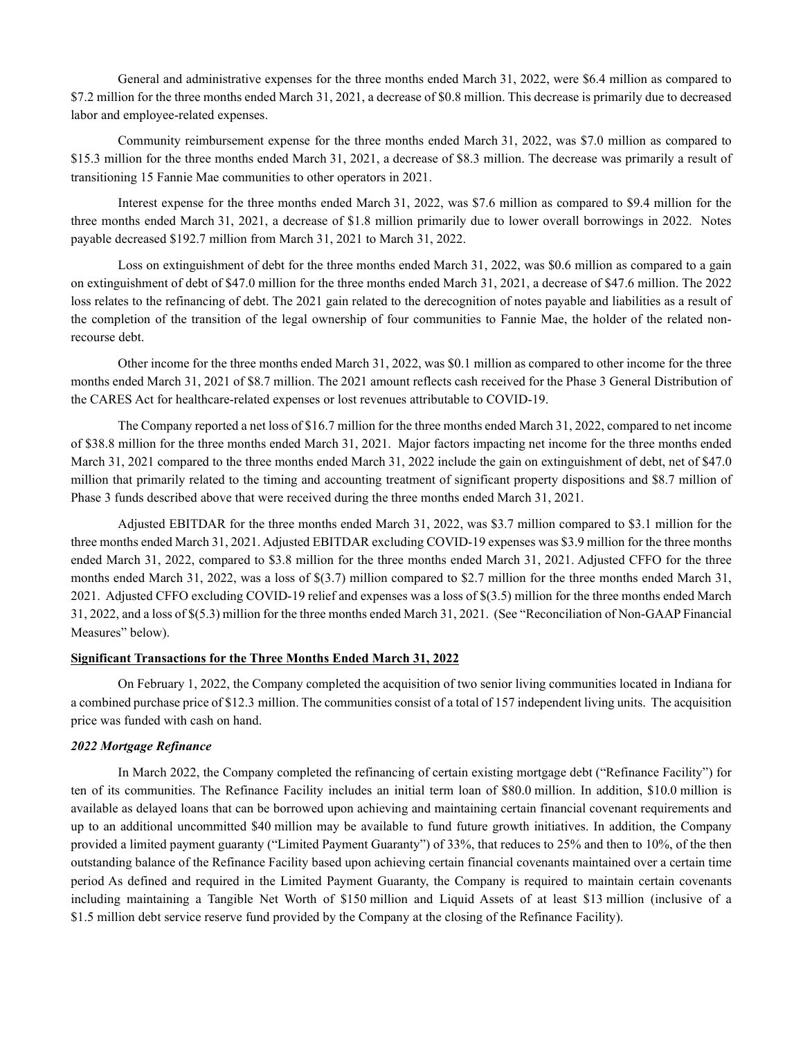General and administrative expenses for the three months ended March 31, 2022, were $6.4 million as compared to $7.2 million for the three months ended March 31, 2021, a decrease of $0.8 million. This decrease is primarily due to decreased labor and employee-related expenses.

Community reimbursement expense for the three months ended March 31, 2022, was $7.0 million as compared to $15.3 million for the three months ended March 31, 2021, a decrease of $8.3 million. The decrease was primarily a result of transitioning 15 Fannie Mae communities to other operators in 2021.

Interest expense for the three months ended March 31, 2022, was $7.6 million as compared to $9.4 million for the three months ended March 31, 2021, a decrease of $1.8 million primarily due to lower overall borrowings in 2022. Notes payable decreased $192.7 million from March 31, 2021 to March 31, 2022.

Loss on extinguishment of debt for the three months ended March 31, 2022, was $0.6 million as compared to a gain on extinguishment of debt of $47.0 million for the three months ended March 31, 2021, a decrease of $47.6 million. The 2022 loss relates to the refinancing of debt. The 2021 gain related to the derecognition of notes payable and liabilities as a result of the completion of the transition of the legal ownership of four communities to Fannie Mae, the holder of the related non-recourse debt.

Other income for the three months ended March 31, 2022, was $0.1 million as compared to other income for the three months ended March 31, 2021 of $8.7 million. The 2021 amount reflects cash received for the Phase 3 General Distribution of the CARES Act for healthcare-related expenses or lost revenues attributable to COVID-19.

The Company reported a net loss of $16.7 million for the three months ended March 31, 2022, compared to net income of $38.8 million for the three months ended March 31, 2021. Major factors impacting net income for the three months ended March 31, 2021 compared to the three months ended March 31, 2022 include the gain on extinguishment of debt, net of $47.0 million that primarily related to the timing and accounting treatment of significant property dispositions and $8.7 million of Phase 3 funds described above that were received during the three months ended March 31, 2021.

Adjusted EBITDAR for the three months ended March 31, 2022, was $3.7 million compared to $3.1 million for the three months ended March 31, 2021. Adjusted EBITDAR excluding COVID-19 expenses was $3.9 million for the three months ended March 31, 2022, compared to $3.8 million for the three months ended March 31, 2021. Adjusted CFFO for the three months ended March 31, 2022, was a loss of $(3.7) million compared to $2.7 million for the three months ended March 31, 2021. Adjusted CFFO excluding COVID-19 relief and expenses was a loss of $(3.5) million for the three months ended March 31, 2022, and a loss of $(5.3) million for the three months ended March 31, 2021. (See "Reconciliation of Non-GAAP Financial Measures" below).

**Significant Transactions for the Three Months Ended March 31, 2022**

On February 1, 2022, the Company completed the acquisition of two senior living communities located in Indiana for a combined purchase price of $12.3 million. The communities consist of a total of 157 independent living units. The acquisition price was funded with cash on hand.

***2022 Mortgage Refinance***

In March 2022, the Company completed the refinancing of certain existing mortgage debt ("Refinance Facility") for ten of its communities. The Refinance Facility includes an initial term loan of $80.0 million. In addition, $10.0 million is available as delayed loans that can be borrowed upon achieving and maintaining certain financial covenant requirements and up to an additional uncommitted $40 million may be available to fund future growth initiatives. In addition, the Company provided a limited payment guaranty ("Limited Payment Guaranty") of 33%, that reduces to 25% and then to 10%, of the then outstanding balance of the Refinance Facility based upon achieving certain financial covenants maintained over a certain time period As defined and required in the Limited Payment Guaranty, the Company is required to maintain certain covenants including maintaining a Tangible Net Worth of $150 million and Liquid Assets of at least $13 million (inclusive of a $1.5 million debt service reserve fund provided by the Company at the closing of the Refinance Facility).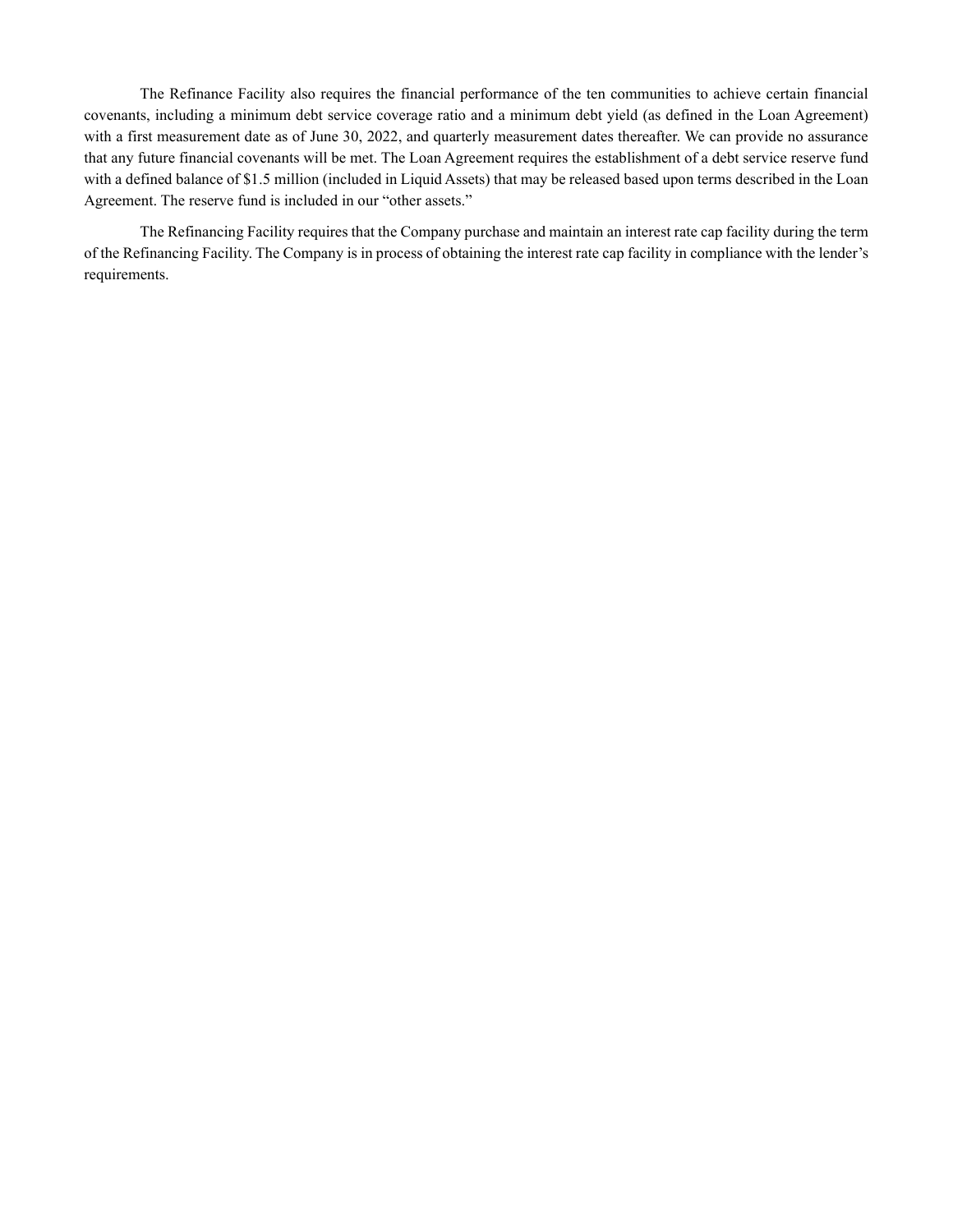The Refinance Facility also requires the financial performance of the ten communities to achieve certain financial covenants, including a minimum debt service coverage ratio and a minimum debt yield (as defined in the Loan Agreement) with a first measurement date as of June 30, 2022, and quarterly measurement dates thereafter. We can provide no assurance that any future financial covenants will be met. The Loan Agreement requires the establishment of a debt service reserve fund with a defined balance of $1.5 million (included in Liquid Assets) that may be released based upon terms described in the Loan Agreement. The reserve fund is included in our "other assets."

The Refinancing Facility requires that the Company purchase and maintain an interest rate cap facility during the term of the Refinancing Facility. The Company is in process of obtaining the interest rate cap facility in compliance with the lender's requirements.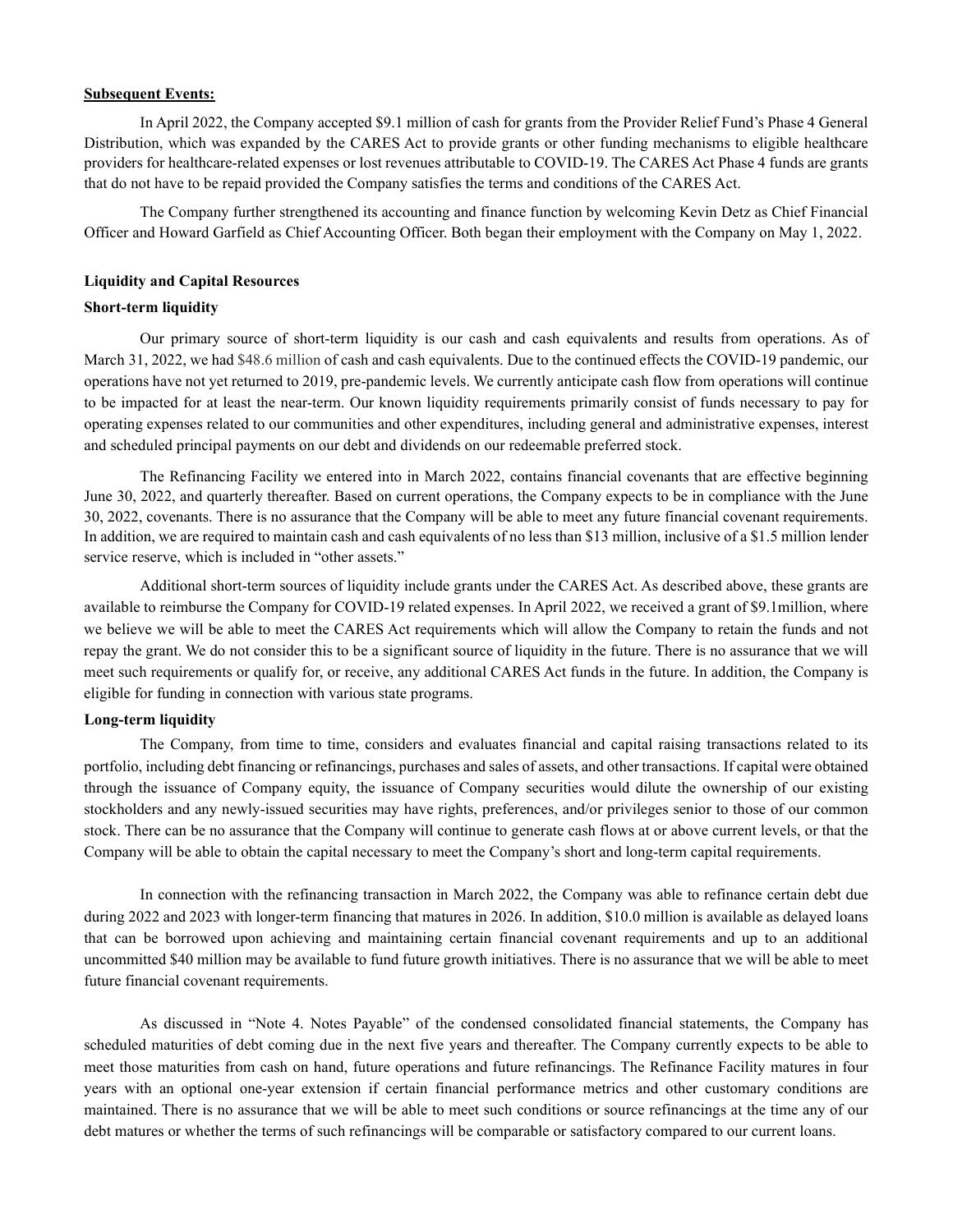**Subsequent Events:**

In April 2022, the Company accepted $9.1 million of cash for grants from the Provider Relief Fund's Phase 4 General Distribution, which was expanded by the CARES Act to provide grants or other funding mechanisms to eligible healthcare providers for healthcare-related expenses or lost revenues attributable to COVID-19. The CARES Act Phase 4 funds are grants that do not have to be repaid provided the Company satisfies the terms and conditions of the CARES Act.

The Company further strengthened its accounting and finance function by welcoming Kevin Detz as Chief Financial Officer and Howard Garfield as Chief Accounting Officer. Both began their employment with the Company on May 1, 2022.

**Liquidity and Capital Resources**

**Short-term liquidity**

Our primary source of short-term liquidity is our cash and cash equivalents and results from operations. As of March 31, 2022, we had $48.6 million of cash and cash equivalents. Due to the continued effects the COVID-19 pandemic, our operations have not yet returned to 2019, pre-pandemic levels. We currently anticipate cash flow from operations will continue to be impacted for at least the near-term. Our known liquidity requirements primarily consist of funds necessary to pay for operating expenses related to our communities and other expenditures, including general and administrative expenses, interest and scheduled principal payments on our debt and dividends on our redeemable preferred stock.

The Refinancing Facility we entered into in March 2022, contains financial covenants that are effective beginning June 30, 2022, and quarterly thereafter. Based on current operations, the Company expects to be in compliance with the June 30, 2022, covenants. There is no assurance that the Company will be able to meet any future financial covenant requirements. In addition, we are required to maintain cash and cash equivalents of no less than $13 million, inclusive of a $1.5 million lender service reserve, which is included in "other assets."

Additional short-term sources of liquidity include grants under the CARES Act. As described above, these grants are available to reimburse the Company for COVID-19 related expenses. In April 2022, we received a grant of $9.1million, where we believe we will be able to meet the CARES Act requirements which will allow the Company to retain the funds and not repay the grant. We do not consider this to be a significant source of liquidity in the future. There is no assurance that we will meet such requirements or qualify for, or receive, any additional CARES Act funds in the future. In addition, the Company is eligible for funding in connection with various state programs.

**Long-term liquidity**

The Company, from time to time, considers and evaluates financial and capital raising transactions related to its portfolio, including debt financing or refinancings, purchases and sales of assets, and other transactions. If capital were obtained through the issuance of Company equity, the issuance of Company securities would dilute the ownership of our existing stockholders and any newly-issued securities may have rights, preferences, and/or privileges senior to those of our common stock. There can be no assurance that the Company will continue to generate cash flows at or above current levels, or that the Company will be able to obtain the capital necessary to meet the Company's short and long-term capital requirements.

In connection with the refinancing transaction in March 2022, the Company was able to refinance certain debt due during 2022 and 2023 with longer-term financing that matures in 2026. In addition, $10.0 million is available as delayed loans that can be borrowed upon achieving and maintaining certain financial covenant requirements and up to an additional uncommitted $40 million may be available to fund future growth initiatives. There is no assurance that we will be able to meet future financial covenant requirements.

As discussed in "Note 4. Notes Payable" of the condensed consolidated financial statements, the Company has scheduled maturities of debt coming due in the next five years and thereafter. The Company currently expects to be able to meet those maturities from cash on hand, future operations and future refinancings. The Refinance Facility matures in four years with an optional one-year extension if certain financial performance metrics and other customary conditions are maintained. There is no assurance that we will be able to meet such conditions or source refinancings at the time any of our debt matures or whether the terms of such refinancings will be comparable or satisfactory compared to our current loans.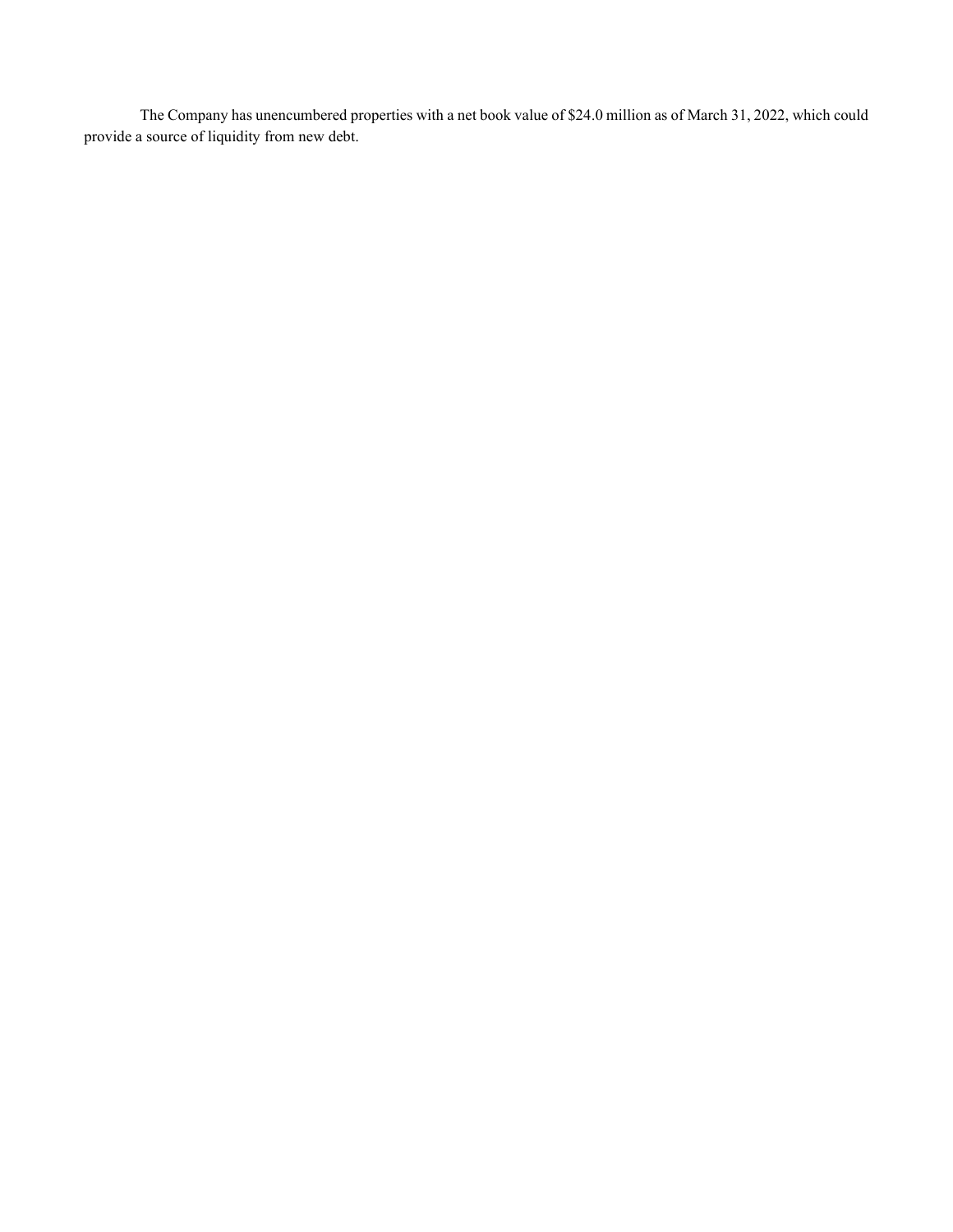The Company has unencumbered properties with a net book value of $24.0 million as of March 31, 2022, which could provide a source of liquidity from new debt.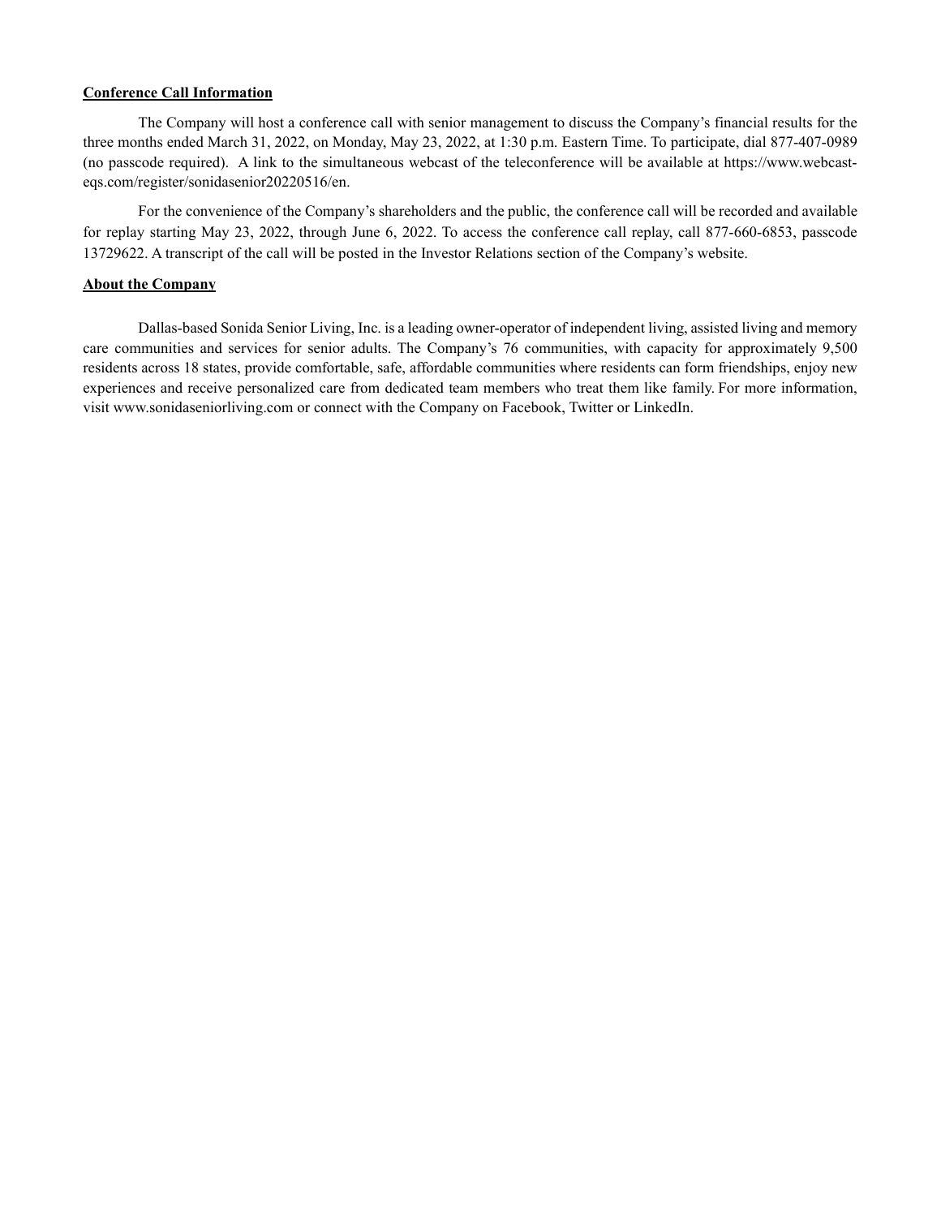**Conference Call Information**

The Company will host a conference call with senior management to discuss the Company's financial results for the three months ended March 31, 2022, on Monday, May 23, 2022, at 1:30 p.m. Eastern Time. To participate, dial 877-407-0989 (no passcode required). A link to the simultaneous webcast of the teleconference will be available at https://www.webcast-eqs.com/register/sonidasenior20220516/en.

For the convenience of the Company's shareholders and the public, the conference call will be recorded and available for replay starting May 23, 2022, through June 6, 2022. To access the conference call replay, call 877-660-6853, passcode 13729622. A transcript of the call will be posted in the Investor Relations section of the Company's website.

**About the Company**

Dallas-based Sonida Senior Living, Inc. is a leading owner-operator of independent living, assisted living and memory care communities and services for senior adults. The Company's 76 communities, with capacity for approximately 9,500 residents across 18 states, provide comfortable, safe, affordable communities where residents can form friendships, enjoy new experiences and receive personalized care from dedicated team members who treat them like family. For more information, visit www.sonidaseniorliving.com or connect with the Company on Facebook, Twitter or LinkedIn.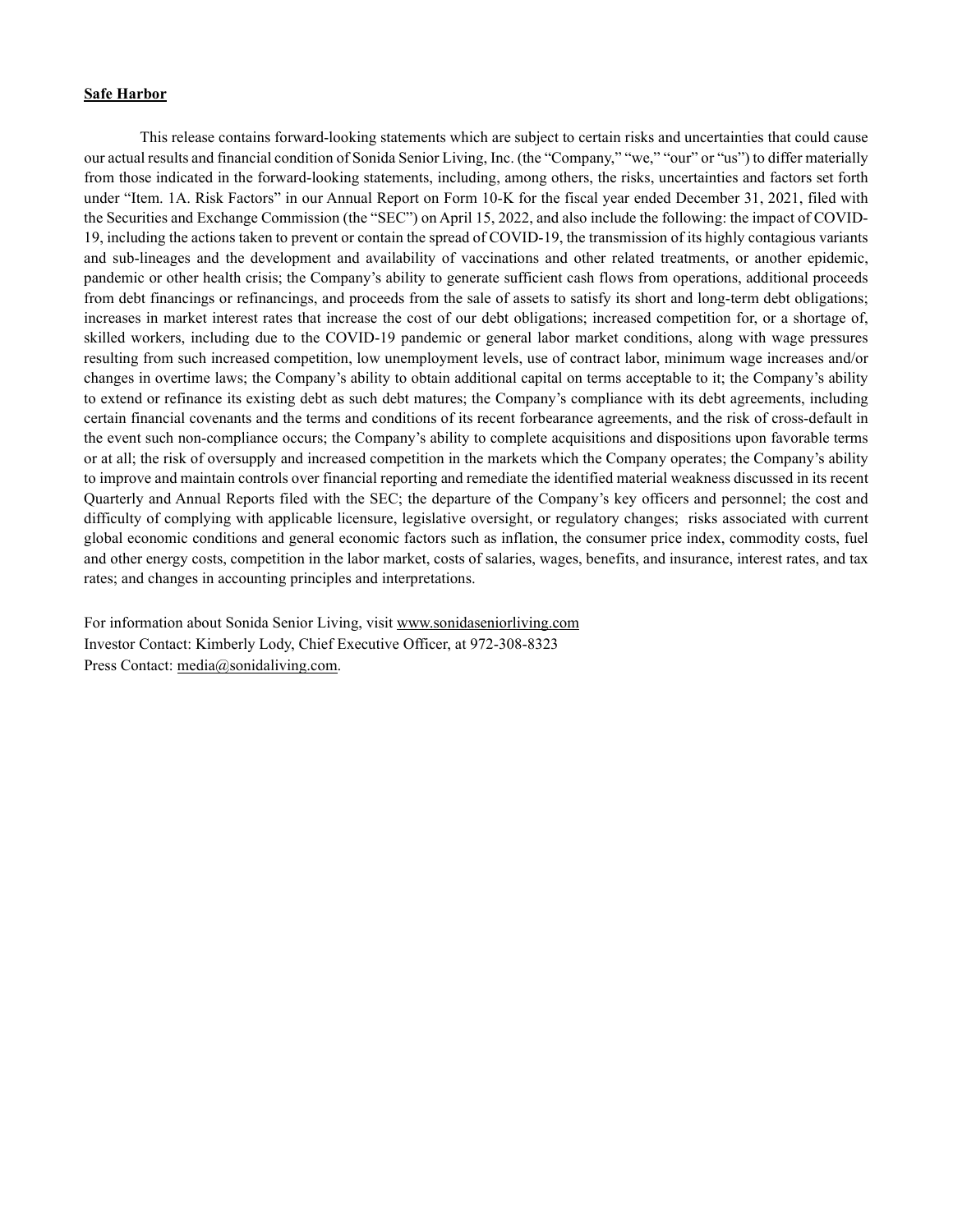**Safe Harbor**

This release contains forward-looking statements which are subject to certain risks and uncertainties that could cause our actual results and financial condition of Sonida Senior Living, Inc. (the "Company," "we," "our" or "us") to differ materially from those indicated in the forward-looking statements, including, among others, the risks, uncertainties and factors set forth under "Item. 1A. Risk Factors" in our Annual Report on Form 10-K for the fiscal year ended December 31, 2021, filed with the Securities and Exchange Commission (the "SEC") on April 15, 2022, and also include the following: the impact of COVID-19, including the actions taken to prevent or contain the spread of COVID-19, the transmission of its highly contagious variants and sub-lineages and the development and availability of vaccinations and other related treatments, or another epidemic, pandemic or other health crisis; the Company's ability to generate sufficient cash flows from operations, additional proceeds from debt financings or refinancings, and proceeds from the sale of assets to satisfy its short and long-term debt obligations; increases in market interest rates that increase the cost of our debt obligations; increased competition for, or a shortage of, skilled workers, including due to the COVID-19 pandemic or general labor market conditions, along with wage pressures resulting from such increased competition, low unemployment levels, use of contract labor, minimum wage increases and/or changes in overtime laws; the Company's ability to obtain additional capital on terms acceptable to it; the Company's ability to extend or refinance its existing debt as such debt matures; the Company's compliance with its debt agreements, including certain financial covenants and the terms and conditions of its recent forbearance agreements, and the risk of cross-default in the event such non-compliance occurs; the Company's ability to complete acquisitions and dispositions upon favorable terms or at all; the risk of oversupply and increased competition in the markets which the Company operates; the Company's ability to improve and maintain controls over financial reporting and remediate the identified material weakness discussed in its recent Quarterly and Annual Reports filed with the SEC; the departure of the Company's key officers and personnel; the cost and difficulty of complying with applicable licensure, legislative oversight, or regulatory changes; risks associated with current global economic conditions and general economic factors such as inflation, the consumer price index, commodity costs, fuel and other energy costs, competition in the labor market, costs of salaries, wages, benefits, and insurance, interest rates, and tax rates; and changes in accounting principles and interpretations.

For information about Sonida Senior Living, visit www.sonidaseniorliving.com
Investor Contact: Kimberly Lody, Chief Executive Officer, at 972-308-8323
Press Contact: media@sonidaliving.com.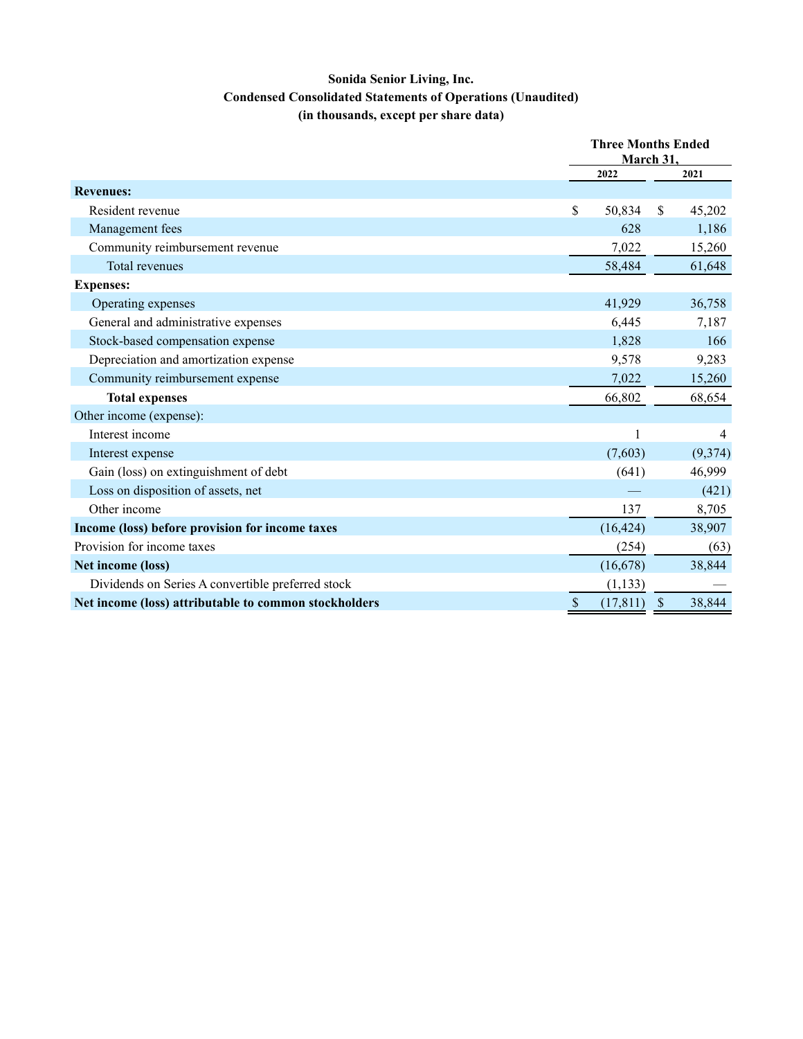**Sonida Senior Living, Inc.**
**Condensed Consolidated Statements of Operations (Unaudited)**
**(in thousands, except per share data)**

| | Three Months Ended March 31, | |
|---|---|---|
| | 2022 | 2021 |
| **Revenues:** | | |
| Resident revenue | $ 50,834 | $ 45,202 |
| Management fees | 628 | 1,186 |
| Community reimbursement revenue | 7,022 | 15,260 |
| Total revenues | 58,484 | 61,648 |
| **Expenses:** | | |
| Operating expenses | 41,929 | 36,758 |
| General and administrative expenses | 6,445 | 7,187 |
| Stock-based compensation expense | 1,828 | 166 |
| Depreciation and amortization expense | 9,578 | 9,283 |
| Community reimbursement expense | 7,022 | 15,260 |
| **Total expenses** | 66,802 | 68,654 |
| Other income (expense): | | |
| Interest income | 1 | 4 |
| Interest expense | (7,603) | (9,374) |
| Gain (loss) on extinguishment of debt | (641) | 46,999 |
| Loss on disposition of assets, net | — | (421) |
| Other income | 137 | 8,705 |
| **Income (loss) before provision for income taxes** | (16,424) | 38,907 |
| Provision for income taxes | (254) | (63) |
| **Net income (loss)** | (16,678) | 38,844 |
| Dividends on Series A convertible preferred stock | (1,133) | — |
| **Net income (loss) attributable to common stockholders** | $ (17,811) | $ 38,844 |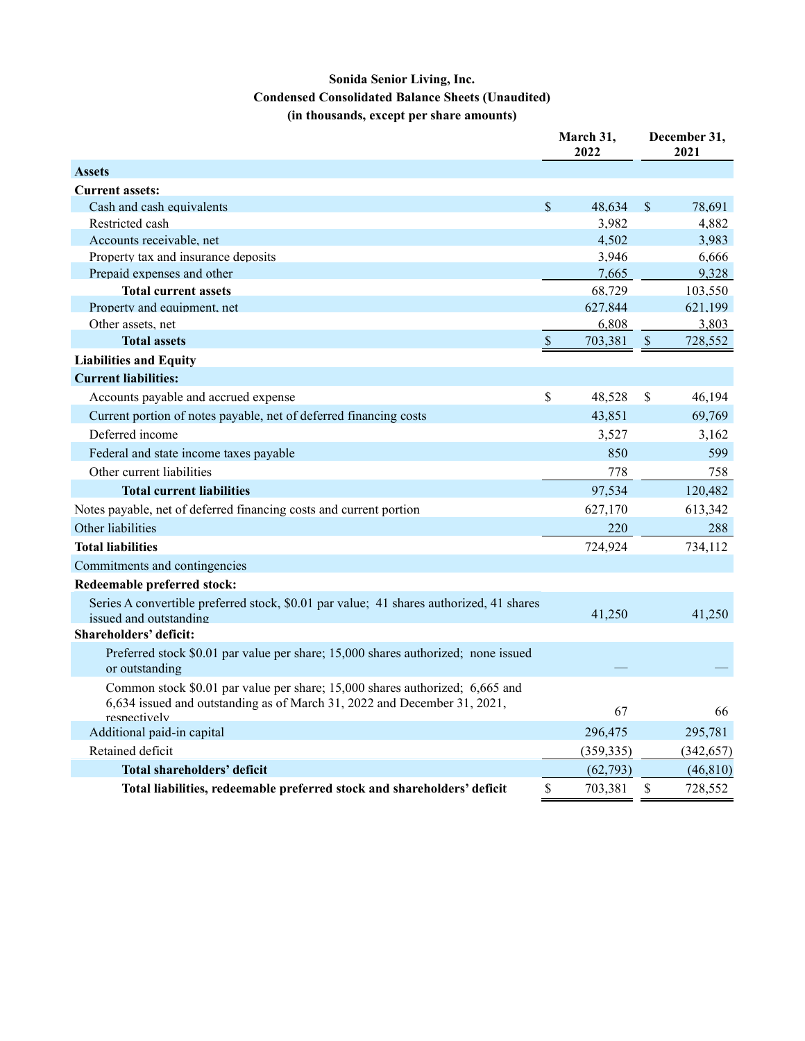**Sonida Senior Living, Inc.**
**Condensed Consolidated Balance Sheets (Unaudited)**
**(in thousands, except per share amounts)**

| | March 31, 2022 | December 31, 2021 |
|---|---|---|
| **Assets** | | |
| **Current assets:** | | |
| Cash and cash equivalents | $ 48,634 | $ 78,691 |
| Restricted cash | 3,982 | 4,882 |
| Accounts receivable, net | 4,502 | 3,983 |
| Property tax and insurance deposits | 3,946 | 6,666 |
| Prepaid expenses and other | 7,665 | 9,328 |
| **Total current assets** | 68,729 | 103,550 |
| Property and equipment, net | 627,844 | 621,199 |
| Other assets, net | 6,808 | 3,803 |
| **Total assets** | $ 703,381 | $ 728,552 |
| **Liabilities and Equity** | | |
| **Current liabilities:** | | |
| Accounts payable and accrued expense | $ 48,528 | $ 46,194 |
| Current portion of notes payable, net of deferred financing costs | 43,851 | 69,769 |
| Deferred income | 3,527 | 3,162 |
| Federal and state income taxes payable | 850 | 599 |
| Other current liabilities | 778 | 758 |
| **Total current liabilities** | 97,534 | 120,482 |
| Notes payable, net of deferred financing costs and current portion | 627,170 | 613,342 |
| Other liabilities | 220 | 288 |
| **Total liabilities** | 724,924 | 734,112 |
| Commitments and contingencies | | |
| **Redeemable preferred stock:** | | |
| Series A convertible preferred stock, $0.01 par value; 41 shares authorized, 41 shares issued and outstanding | 41,250 | 41,250 |
| **Shareholders' deficit:** | | |
| Preferred stock $0.01 par value per share; 15,000 shares authorized; none issued or outstanding | — | — |
| Common stock $0.01 par value per share; 15,000 shares authorized; 6,665 and 6,634 issued and outstanding as of March 31, 2022 and December 31, 2021, respectively | 67 | 66 |
| Additional paid-in capital | 296,475 | 295,781 |
| Retained deficit | (359,335) | (342,657) |
| **Total shareholders' deficit** | (62,793) | (46,810) |
| **Total liabilities, redeemable preferred stock and shareholders' deficit** | $ 703,381 | $ 728,552 |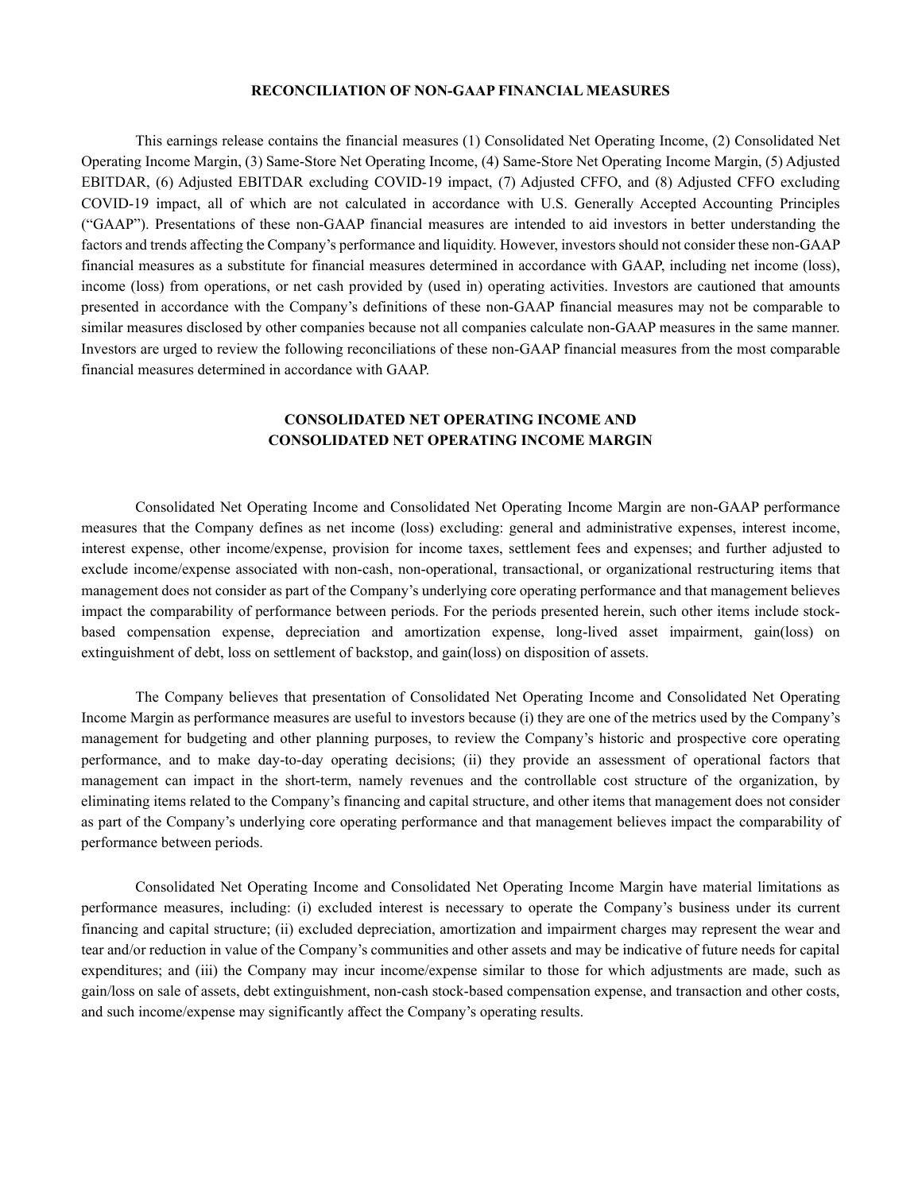## RECONCILIATION OF NON-GAAP FINANCIAL MEASURES

This earnings release contains the financial measures (1) Consolidated Net Operating Income, (2) Consolidated Net Operating Income Margin, (3) Same-Store Net Operating Income, (4) Same-Store Net Operating Income Margin, (5) Adjusted EBITDAR, (6) Adjusted EBITDAR excluding COVID-19 impact, (7) Adjusted CFFO, and (8) Adjusted CFFO excluding COVID-19 impact, all of which are not calculated in accordance with U.S. Generally Accepted Accounting Principles ("GAAP"). Presentations of these non-GAAP financial measures are intended to aid investors in better understanding the factors and trends affecting the Company's performance and liquidity. However, investors should not consider these non-GAAP financial measures as a substitute for financial measures determined in accordance with GAAP, including net income (loss), income (loss) from operations, or net cash provided by (used in) operating activities. Investors are cautioned that amounts presented in accordance with the Company's definitions of these non-GAAP financial measures may not be comparable to similar measures disclosed by other companies because not all companies calculate non-GAAP measures in the same manner. Investors are urged to review the following reconciliations of these non-GAAP financial measures from the most comparable financial measures determined in accordance with GAAP.

## CONSOLIDATED NET OPERATING INCOME AND CONSOLIDATED NET OPERATING INCOME MARGIN

Consolidated Net Operating Income and Consolidated Net Operating Income Margin are non-GAAP performance measures that the Company defines as net income (loss) excluding: general and administrative expenses, interest income, interest expense, other income/expense, provision for income taxes, settlement fees and expenses; and further adjusted to exclude income/expense associated with non-cash, non-operational, transactional, or organizational restructuring items that management does not consider as part of the Company's underlying core operating performance and that management believes impact the comparability of performance between periods. For the periods presented herein, such other items include stock-based compensation expense, depreciation and amortization expense, long-lived asset impairment, gain(loss) on extinguishment of debt, loss on settlement of backstop, and gain(loss) on disposition of assets.

The Company believes that presentation of Consolidated Net Operating Income and Consolidated Net Operating Income Margin as performance measures are useful to investors because (i) they are one of the metrics used by the Company's management for budgeting and other planning purposes, to review the Company's historic and prospective core operating performance, and to make day-to-day operating decisions; (ii) they provide an assessment of operational factors that management can impact in the short-term, namely revenues and the controllable cost structure of the organization, by eliminating items related to the Company's financing and capital structure, and other items that management does not consider as part of the Company's underlying core operating performance and that management believes impact the comparability of performance between periods.

Consolidated Net Operating Income and Consolidated Net Operating Income Margin have material limitations as performance measures, including: (i) excluded interest is necessary to operate the Company's business under its current financing and capital structure; (ii) excluded depreciation, amortization and impairment charges may represent the wear and tear and/or reduction in value of the Company's communities and other assets and may be indicative of future needs for capital expenditures; and (iii) the Company may incur income/expense similar to those for which adjustments are made, such as gain/loss on sale of assets, debt extinguishment, non-cash stock-based compensation expense, and transaction and other costs, and such income/expense may significantly affect the Company's operating results.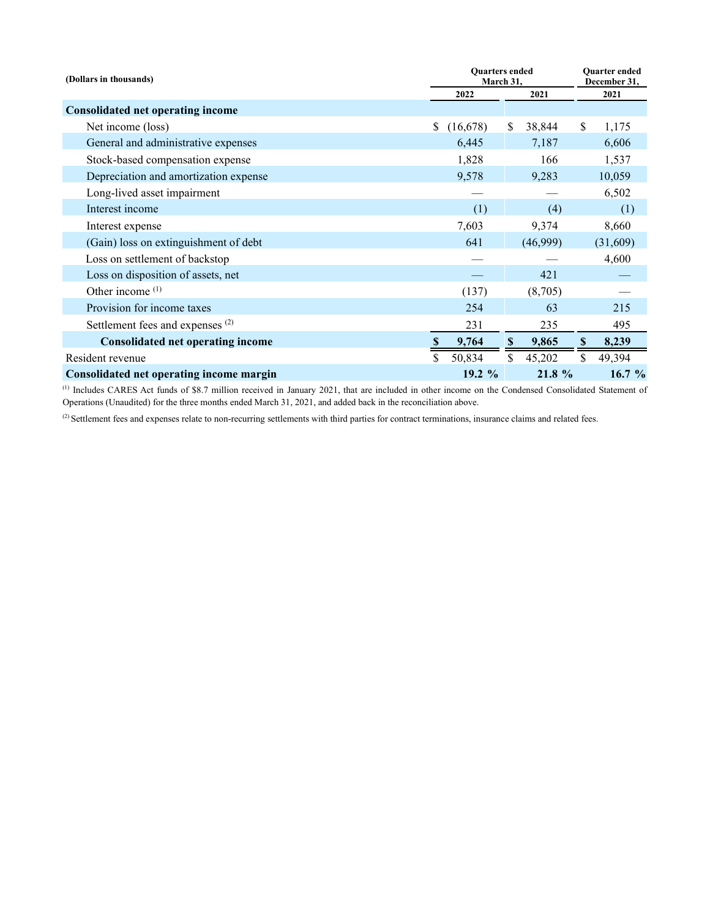| (Dollars in thousands) | Quarters ended March 31, | | Quarter ended December 31, |
|---|---|---|---|
| | 2022 | 2021 | 2021 |
| **Consolidated net operating income** | | | |
| Net income (loss) | $ (16,678) | $ 38,844 | $ 1,175 |
| General and administrative expenses | 6,445 | 7,187 | 6,606 |
| Stock-based compensation expense | 1,828 | 166 | 1,537 |
| Depreciation and amortization expense | 9,578 | 9,283 | 10,059 |
| Long-lived asset impairment | — | — | 6,502 |
| Interest income | (1) | (4) | (1) |
| Interest expense | 7,603 | 9,374 | 8,660 |
| (Gain) loss on extinguishment of debt | 641 | (46,999) | (31,609) |
| Loss on settlement of backstop | — | — | 4,600 |
| Loss on disposition of assets, net | — | 421 | — |
| Other income [1] | (137) | (8,705) | — |
| Provision for income taxes | 254 | 63 | 215 |
| Settlement fees and expenses [2] | 231 | 235 | 495 |
| **Consolidated net operating income** | **$ 9,764** | **$ 9,865** | **$ 8,239** |
| Resident revenue | $ 50,834 | $ 45,202 | $ 49,394 |
| **Consolidated net operating income margin** | **19.2 %** | **21.8 %** | **16.7 %** |

[1] Includes CARES Act funds of $8.7 million received in January 2021, that are included in other income on the Condensed Consolidated Statement of Operations (Unaudited) for the three months ended March 31, 2021, and added back in the reconciliation above.

[2] Settlement fees and expenses relate to non-recurring settlements with third parties for contract terminations, insurance claims and related fees.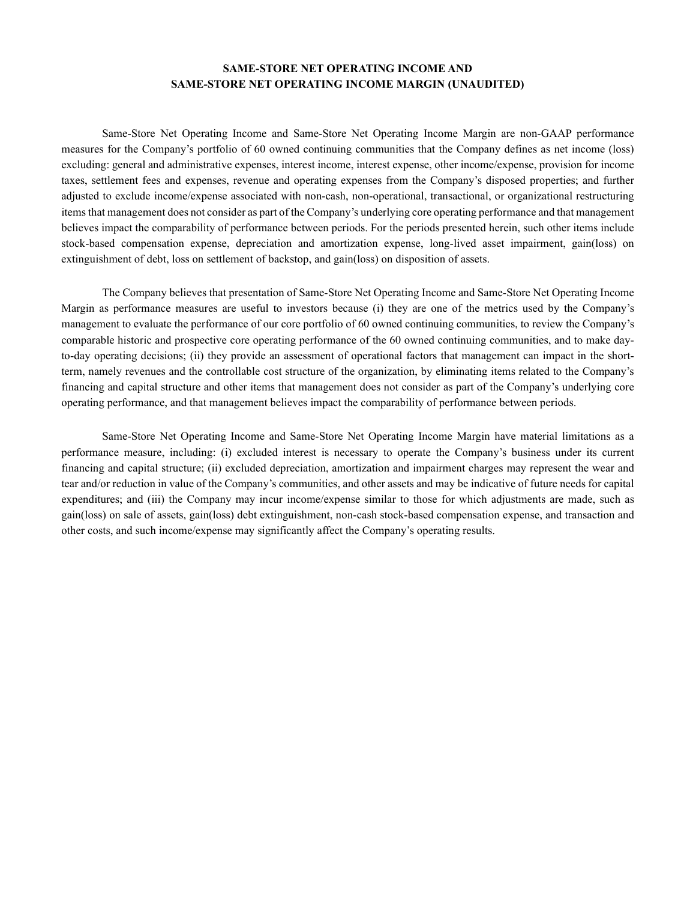## SAME-STORE NET OPERATING INCOME AND SAME-STORE NET OPERATING INCOME MARGIN (UNAUDITED)

Same-Store Net Operating Income and Same-Store Net Operating Income Margin are non-GAAP performance measures for the Company's portfolio of 60 owned continuing communities that the Company defines as net income (loss) excluding: general and administrative expenses, interest income, interest expense, other income/expense, provision for income taxes, settlement fees and expenses, revenue and operating expenses from the Company's disposed properties; and further adjusted to exclude income/expense associated with non-cash, non-operational, transactional, or organizational restructuring items that management does not consider as part of the Company's underlying core operating performance and that management believes impact the comparability of performance between periods. For the periods presented herein, such other items include stock-based compensation expense, depreciation and amortization expense, long-lived asset impairment, gain(loss) on extinguishment of debt, loss on settlement of backstop, and gain(loss) on disposition of assets.

The Company believes that presentation of Same-Store Net Operating Income and Same-Store Net Operating Income Margin as performance measures are useful to investors because (i) they are one of the metrics used by the Company's management to evaluate the performance of our core portfolio of 60 owned continuing communities, to review the Company's comparable historic and prospective core operating performance of the 60 owned continuing communities, and to make day-to-day operating decisions; (ii) they provide an assessment of operational factors that management can impact in the short-term, namely revenues and the controllable cost structure of the organization, by eliminating items related to the Company's financing and capital structure and other items that management does not consider as part of the Company's underlying core operating performance, and that management believes impact the comparability of performance between periods.

Same-Store Net Operating Income and Same-Store Net Operating Income Margin have material limitations as a performance measure, including: (i) excluded interest is necessary to operate the Company's business under its current financing and capital structure; (ii) excluded depreciation, amortization and impairment charges may represent the wear and tear and/or reduction in value of the Company's communities, and other assets and may be indicative of future needs for capital expenditures; and (iii) the Company may incur income/expense similar to those for which adjustments are made, such as gain(loss) on sale of assets, gain(loss) debt extinguishment, non-cash stock-based compensation expense, and transaction and other costs, and such income/expense may significantly affect the Company's operating results.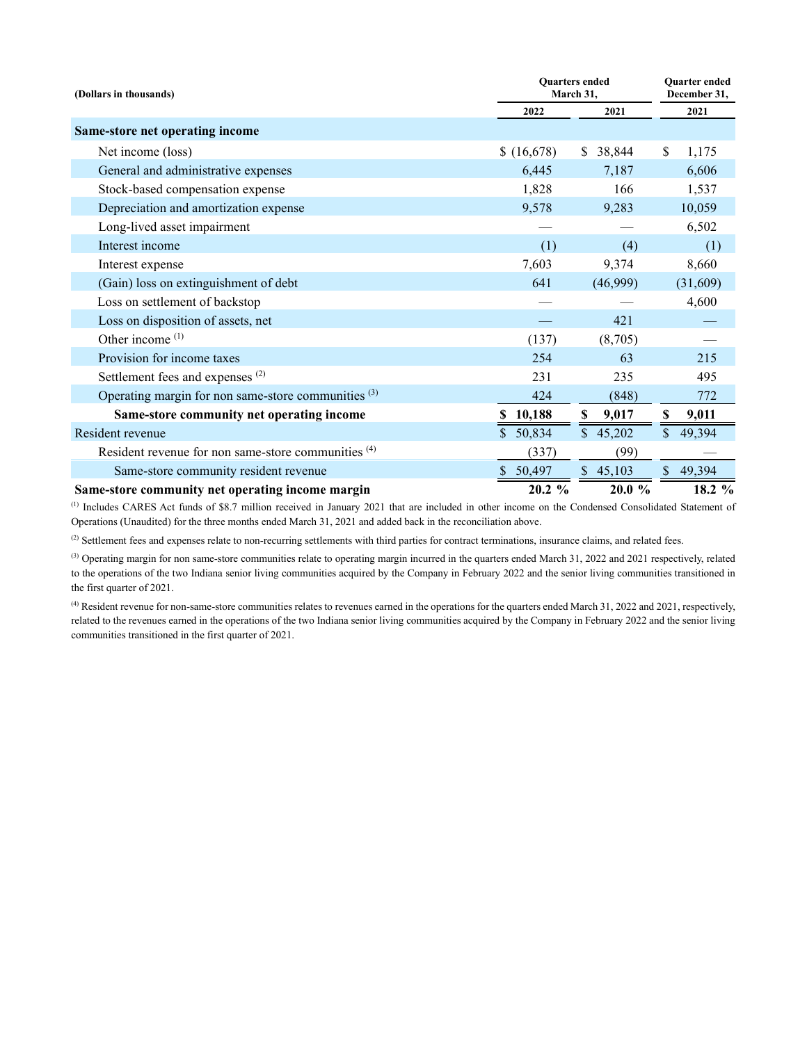| (Dollars in thousands) | Quarters ended March 31, | | Quarter ended December 31, |
|---|---|---|---|
| | 2022 | 2021 | 2021 |
| **Same-store net operating income** | | | |
| Net income (loss) | $ (16,678) | $ 38,844 | $ 1,175 |
| General and administrative expenses | 6,445 | 7,187 | 6,606 |
| Stock-based compensation expense | 1,828 | 166 | 1,537 |
| Depreciation and amortization expense | 9,578 | 9,283 | 10,059 |
| Long-lived asset impairment | — | — | 6,502 |
| Interest income | (1) | (4) | (1) |
| Interest expense | 7,603 | 9,374 | 8,660 |
| (Gain) loss on extinguishment of debt | 641 | (46,999) | (31,609) |
| Loss on settlement of backstop | — | — | 4,600 |
| Loss on disposition of assets, net | — | 421 | — |
| Other income [(1)] | (137) | (8,705) | — |
| Provision for income taxes | 254 | 63 | 215 |
| Settlement fees and expenses [(2)] | 231 | 235 | 495 |
| Operating margin for non same-store communities [(3)] | 424 | (848) | 772 |
| **Same-store community net operating income** | **$ 10,188** | **$ 9,017** | **$ 9,011** |
| Resident revenue | $ 50,834 | $ 45,202 | $ 49,394 |
| Resident revenue for non same-store communities [(4)] | (337) | (99) | — |
| Same-store community resident revenue | $ 50,497 | $ 45,103 | $ 49,394 |
| **Same-store community net operating income margin** | **20.2 %** | **20.0 %** | **18.2 %** |

[(1)] Includes CARES Act funds of $8.7 million received in January 2021 that are included in other income on the Condensed Consolidated Statement of Operations (Unaudited) for the three months ended March 31, 2021 and added back in the reconciliation above.

[(2)] Settlement fees and expenses relate to non-recurring settlements with third parties for contract terminations, insurance claims, and related fees.

[(3)] Operating margin for non same-store communities relate to operating margin incurred in the quarters ended March 31, 2022 and 2021 respectively, related to the operations of the two Indiana senior living communities acquired by the Company in February 2022 and the senior living communities transitioned in the first quarter of 2021.

[(4)] Resident revenue for non-same-store communities relates to revenues earned in the operations for the quarters ended March 31, 2022 and 2021, respectively, related to the revenues earned in the operations of the two Indiana senior living communities acquired by the Company in February 2022 and the senior living communities transitioned in the first quarter of 2021.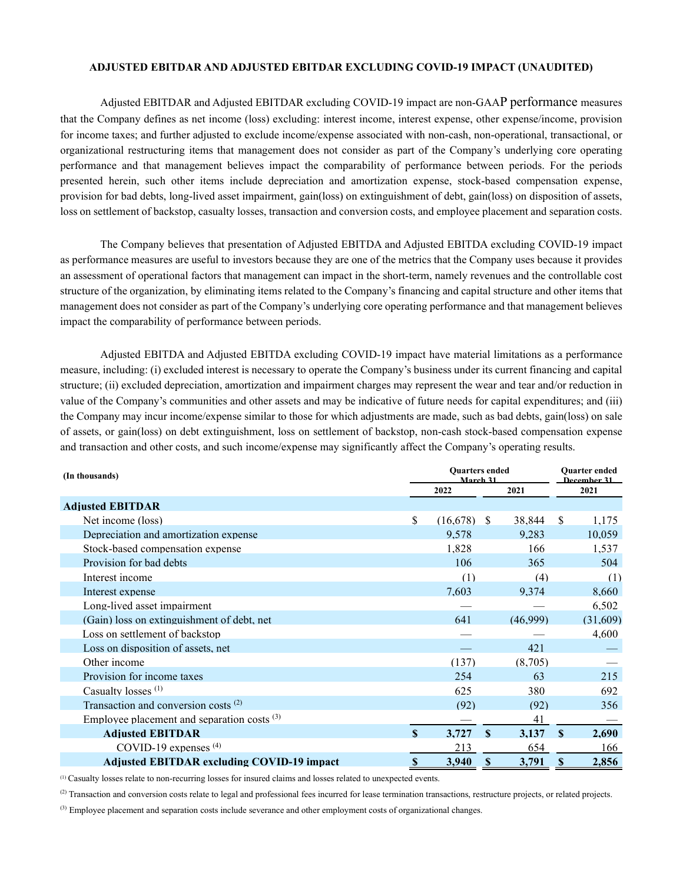**ADJUSTED EBITDAR AND ADJUSTED EBITDAR EXCLUDING COVID-19 IMPACT (UNAUDITED)**

Adjusted EBITDAR and Adjusted EBITDAR excluding COVID-19 impact are non-GAAP performance measures that the Company defines as net income (loss) excluding: interest income, interest expense, other expense/income, provision for income taxes; and further adjusted to exclude income/expense associated with non-cash, non-operational, transactional, or organizational restructuring items that management does not consider as part of the Company's underlying core operating performance and that management believes impact the comparability of performance between periods. For the periods presented herein, such other items include depreciation and amortization expense, stock-based compensation expense, provision for bad debts, long-lived asset impairment, gain(loss) on extinguishment of debt, gain(loss) on disposition of assets, loss on settlement of backstop, casualty losses, transaction and conversion costs, and employee placement and separation costs.

The Company believes that presentation of Adjusted EBITDA and Adjusted EBITDA excluding COVID-19 impact as performance measures are useful to investors because they are one of the metrics that the Company uses because it provides an assessment of operational factors that management can impact in the short-term, namely revenues and the controllable cost structure of the organization, by eliminating items related to the Company's financing and capital structure and other items that management does not consider as part of the Company's underlying core operating performance and that management believes impact the comparability of performance between periods.

Adjusted EBITDA and Adjusted EBITDA excluding COVID-19 impact have material limitations as a performance measure, including: (i) excluded interest is necessary to operate the Company's business under its current financing and capital structure; (ii) excluded depreciation, amortization and impairment charges may represent the wear and tear and/or reduction in value of the Company's communities and other assets and may be indicative of future needs for capital expenditures; and (iii) the Company may incur income/expense similar to those for which adjustments are made, such as bad debts, gain(loss) on sale of assets, or gain(loss) on debt extinguishment, loss on settlement of backstop, non-cash stock-based compensation expense and transaction and other costs, and such income/expense may significantly affect the Company's operating results.

| (In thousands) | Quarters ended March 31 | | Quarter ended December 31 |
|---|---|---|---|
| | 2022 | 2021 | 2021 |
| **Adjusted EBITDAR** | | | |
| Net income (loss) | $ (16,678) | $ 38,844 | $ 1,175 |
| Depreciation and amortization expense | 9,578 | 9,283 | 10,059 |
| Stock-based compensation expense | 1,828 | 166 | 1,537 |
| Provision for bad debts | 106 | 365 | 504 |
| Interest income | (1) | (4) | (1) |
| Interest expense | 7,603 | 9,374 | 8,660 |
| Long-lived asset impairment | — | — | 6,502 |
| (Gain) loss on extinguishment of debt, net | 641 | (46,999) | (31,609) |
| Loss on settlement of backstop | — | — | 4,600 |
| Loss on disposition of assets, net | — | 421 | — |
| Other income | (137) | (8,705) | — |
| Provision for income taxes | 254 | 63 | 215 |
| Casualty losses [1] | 625 | 380 | 692 |
| Transaction and conversion costs [2] | (92) | (92) | 356 |
| Employee placement and separation costs [3] | — | 41 | — |
| **Adjusted EBITDAR** | **$ 3,727** | **$ 3,137** | **$ 2,690** |
| COVID-19 expenses [4] | 213 | 654 | 166 |
| **Adjusted EBITDAR excluding COVID-19 impact** | **$ 3,940** | **$ 3,791** | **$ 2,856** |

[1] Casualty losses relate to non-recurring losses for insured claims and losses related to unexpected events.

[2] Transaction and conversion costs relate to legal and professional fees incurred for lease termination transactions, restructure projects, or related projects.

[3] Employee placement and separation costs include severance and other employment costs of organizational changes.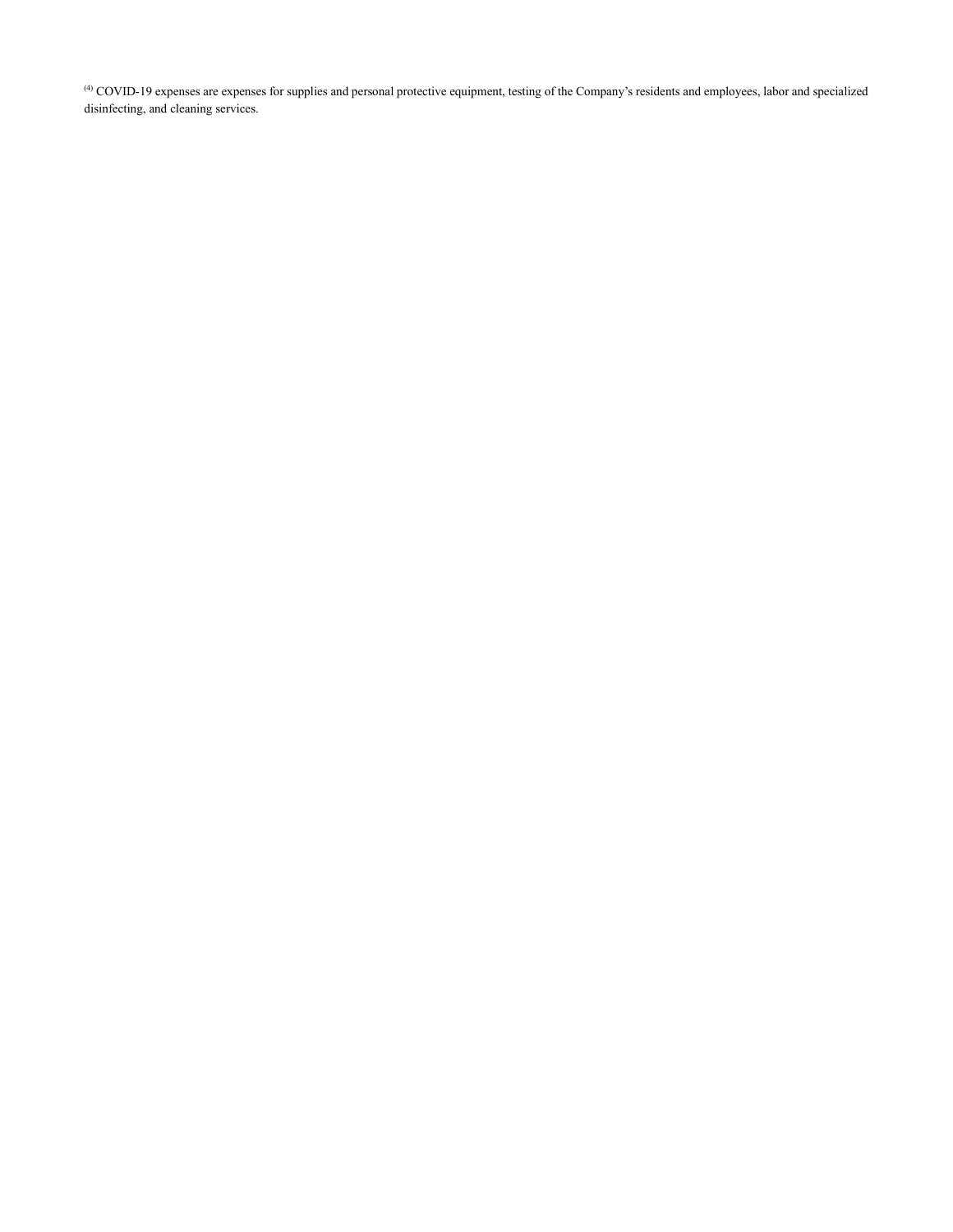[4] COVID-19 expenses are expenses for supplies and personal protective equipment, testing of the Company's residents and employees, labor and specialized disinfecting, and cleaning services.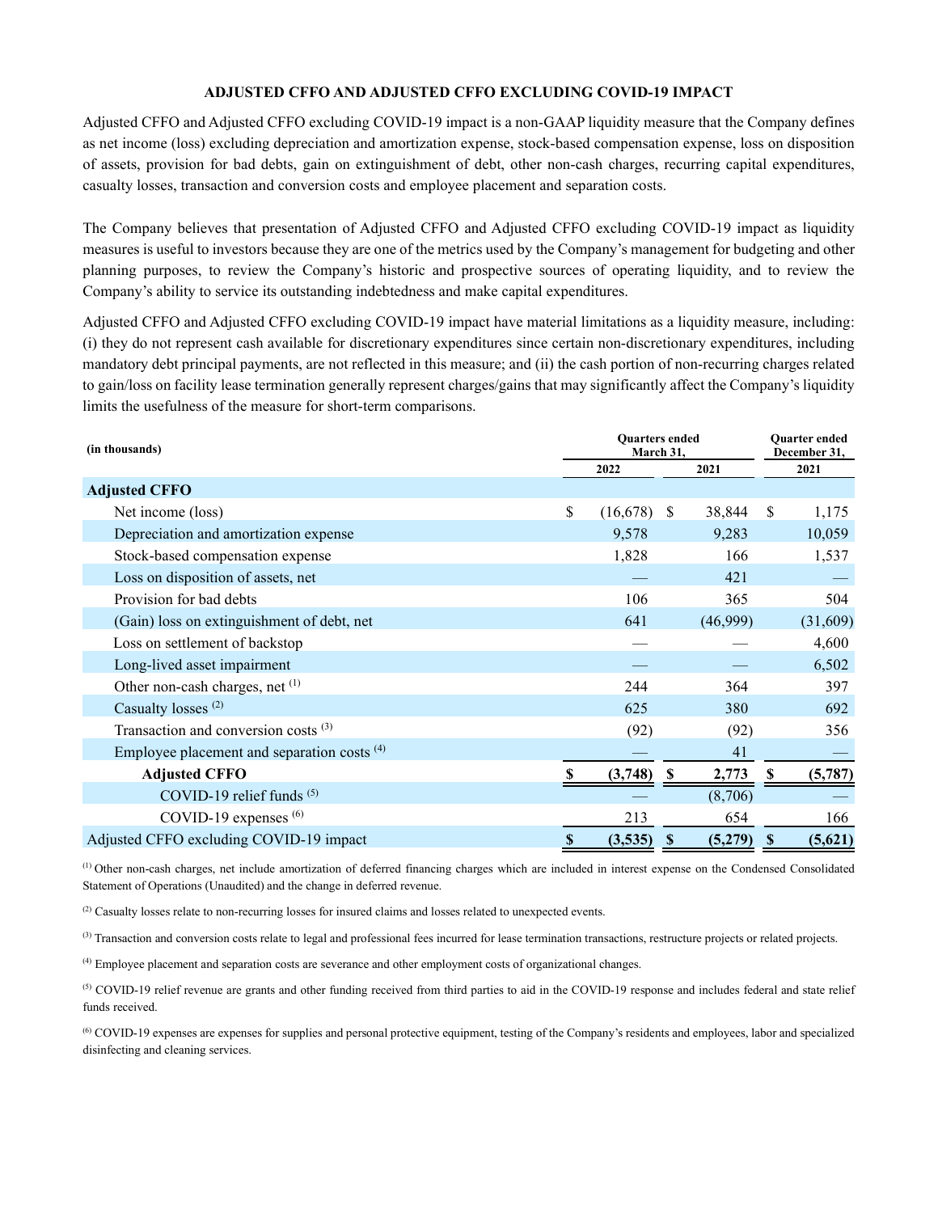## ADJUSTED CFFO AND ADJUSTED CFFO EXCLUDING COVID-19 IMPACT

Adjusted CFFO and Adjusted CFFO excluding COVID-19 impact is a non-GAAP liquidity measure that the Company defines as net income (loss) excluding depreciation and amortization expense, stock-based compensation expense, loss on disposition of assets, provision for bad debts, gain on extinguishment of debt, other non-cash charges, recurring capital expenditures, casualty losses, transaction and conversion costs and employee placement and separation costs.

The Company believes that presentation of Adjusted CFFO and Adjusted CFFO excluding COVID-19 impact as liquidity measures is useful to investors because they are one of the metrics used by the Company's management for budgeting and other planning purposes, to review the Company's historic and prospective sources of operating liquidity, and to review the Company's ability to service its outstanding indebtedness and make capital expenditures.

Adjusted CFFO and Adjusted CFFO excluding COVID-19 impact have material limitations as a liquidity measure, including: (i) they do not represent cash available for discretionary expenditures since certain non-discretionary expenditures, including mandatory debt principal payments, are not reflected in this measure; and (ii) the cash portion of non-recurring charges related to gain/loss on facility lease termination generally represent charges/gains that may significantly affect the Company's liquidity limits the usefulness of the measure for short-term comparisons.

| (in thousands) | Quarters ended March 31, | | Quarter ended December 31, |
|---|---|---|---|
| | 2022 | 2021 | 2021 |
| **Adjusted CFFO** | | | |
| Net income (loss) | $ (16,678) | $ 38,844 | $ 1,175 |
| Depreciation and amortization expense | 9,578 | 9,283 | 10,059 |
| Stock-based compensation expense | 1,828 | 166 | 1,537 |
| Loss on disposition of assets, net | — | 421 | — |
| Provision for bad debts | 106 | 365 | 504 |
| (Gain) loss on extinguishment of debt, net | 641 | (46,999) | (31,609) |
| Loss on settlement of backstop | — | — | 4,600 |
| Long-lived asset impairment | — | — | 6,502 |
| Other non-cash charges, net [(1)] | 244 | 364 | 397 |
| Casualty losses [(2)] | 625 | 380 | 692 |
| Transaction and conversion costs [(3)] | (92) | (92) | 356 |
| Employee placement and separation costs [(4)] | — | 41 | — |
| **Adjusted CFFO** | **$ (3,748)** | **$ 2,773** | **$ (5,787)** |
| COVID-19 relief funds [(5)] | — | (8,706) | — |
| COVID-19 expenses [(6)] | 213 | 654 | 166 |
| Adjusted CFFO excluding COVID-19 impact | **$ (3,535)** | **$ (5,279)** | **$ (5,621)** |

[(1)] Other non-cash charges, net include amortization of deferred financing charges which are included in interest expense on the Condensed Consolidated Statement of Operations (Unaudited) and the change in deferred revenue.

[(2)] Casualty losses relate to non-recurring losses for insured claims and losses related to unexpected events.

[(3)] Transaction and conversion costs relate to legal and professional fees incurred for lease termination transactions, restructure projects or related projects.

[(4)] Employee placement and separation costs are severance and other employment costs of organizational changes.

[(5)] COVID-19 relief revenue are grants and other funding received from third parties to aid in the COVID-19 response and includes federal and state relief funds received.

[(6)] COVID-19 expenses are expenses for supplies and personal protective equipment, testing of the Company's residents and employees, labor and specialized disinfecting and cleaning services.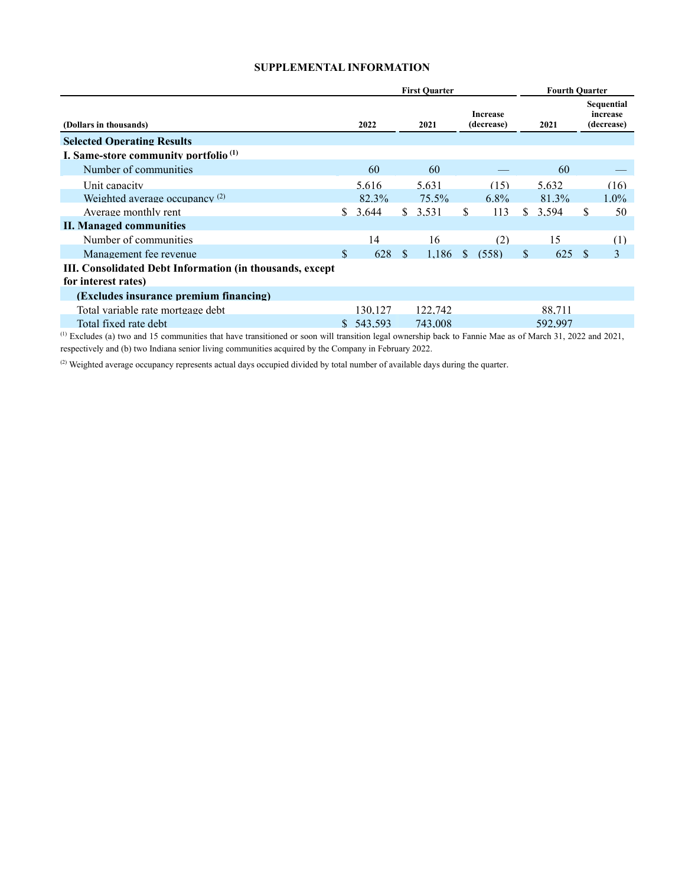## SUPPLEMENTAL INFORMATION

| | First Quarter | | | Fourth Quarter | |
|---|---|---|---|---|---|
| (Dollars in thousands) | 2022 | 2021 | Increase (decrease) | 2021 | Sequential increase (decrease) |
| **Selected Operating Results** | | | | | |
| **I. Same-store community portfolio** [1] | | | | | |
| Number of communities | 60 | 60 | — | 60 | — |
| Unit capacity | 5,616 | 5,631 | (15) | 5,632 | (16) |
| Weighted average occupancy [2] | 82.3% | 75.5% | 6.8% | 81.3% | 1.0% |
| Average monthly rent | $ 3,644 | $ 3,531 | $ 113 | $ 3,594 | $ 50 |
| **II. Managed communities** | | | | | |
| Number of communities | 14 | 16 | (2) | 15 | (1) |
| Management fee revenue | $ 628 | $ 1,186 | $ (558) | $ 625 | $ 3 |
| **III. Consolidated Debt Information (in thousands, except for interest rates)** | | | | | |
| **(Excludes insurance premium financing)** | | | | | |
| Total variable rate mortgage debt | 130,127 | 122,742 | | 88,711 | |
| Total fixed rate debt | $ 543,593 | 743,008 | | 592,997 | |

[1] Excludes (a) two and 15 communities that have transitioned or soon will transition legal ownership back to Fannie Mae as of March 31, 2022 and 2021, respectively and (b) two Indiana senior living communities acquired by the Company in February 2022.

[2] Weighted average occupancy represents actual days occupied divided by total number of available days during the quarter.